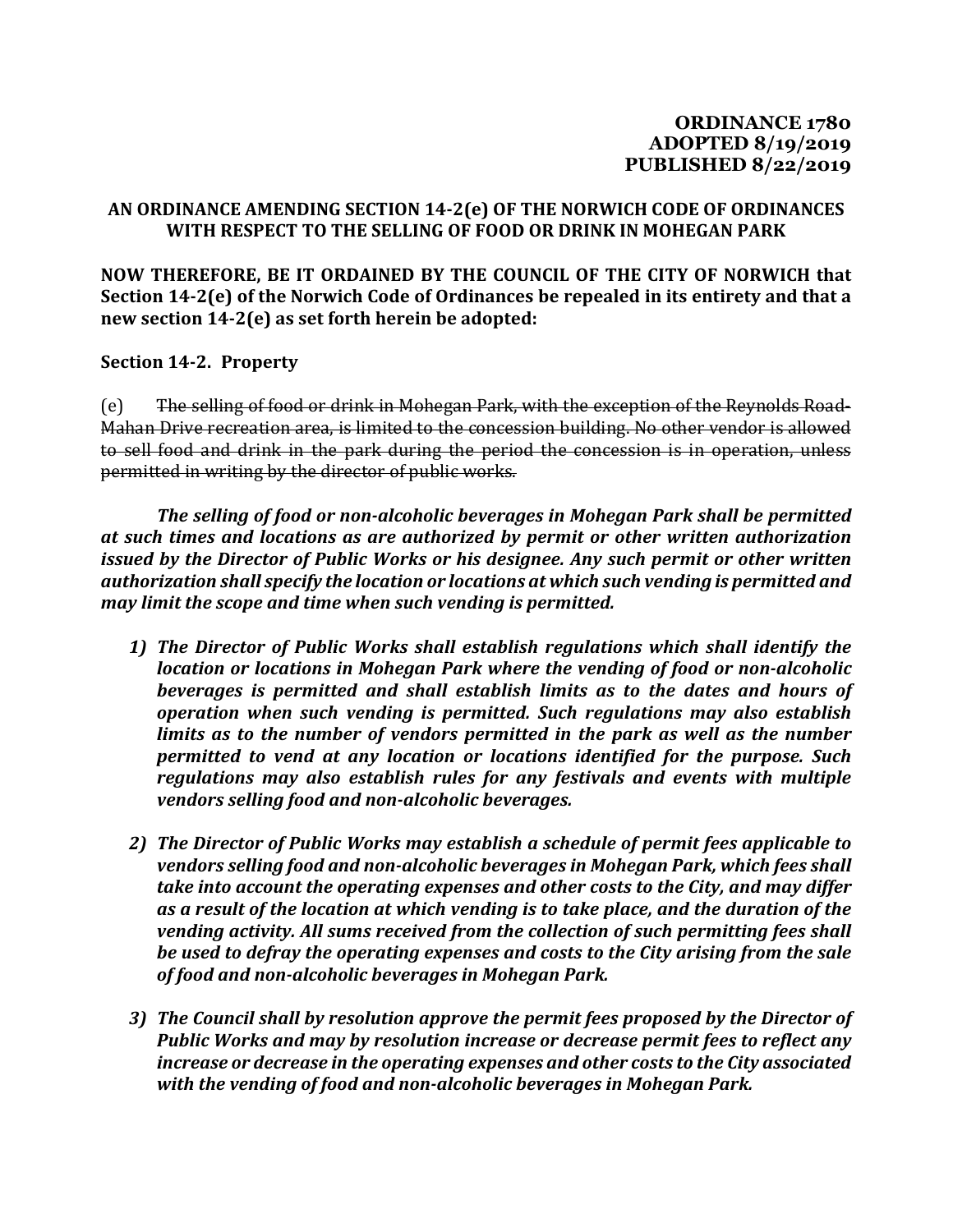**ORDINANCE 1780**
**ADOPTED 8/19/2019**
**PUBLISHED 8/22/2019**

**AN ORDINANCE AMENDING SECTION 14-2(e) OF THE NORWICH CODE OF ORDINANCES WITH RESPECT TO THE SELLING OF FOOD OR DRINK IN MOHEGAN PARK**

**NOW THEREFORE, BE IT ORDAINED BY THE COUNCIL OF THE CITY OF NORWICH that Section 14-2(e) of the Norwich Code of Ordinances be repealed in its entirety and that a new section 14-2(e) as set forth herein be adopted:**

**Section 14-2. Property**

(e) ~~The selling of food or drink in Mohegan Park, with the exception of the Reynolds Road-Mahan Drive recreation area, is limited to the concession building. No other vendor is allowed to sell food and drink in the park during the period the concession is in operation, unless permitted in writing by the director of public works.~~

***The selling of food or non-alcoholic beverages in Mohegan Park shall be permitted at such times and locations as are authorized by permit or other written authorization issued by the Director of Public Works or his designee. Any such permit or other written authorization shall specify the location or locations at which such vending is permitted and may limit the scope and time when such vending is permitted.***

1) ***The Director of Public Works shall establish regulations which shall identify the location or locations in Mohegan Park where the vending of food or non-alcoholic beverages is permitted and shall establish limits as to the dates and hours of operation when such vending is permitted. Such regulations may also establish limits as to the number of vendors permitted in the park as well as the number permitted to vend at any location or locations identified for the purpose. Such regulations may also establish rules for any festivals and events with multiple vendors selling food and non-alcoholic beverages.***

2) ***The Director of Public Works may establish a schedule of permit fees applicable to vendors selling food and non-alcoholic beverages in Mohegan Park, which fees shall take into account the operating expenses and other costs to the City, and may differ as a result of the location at which vending is to take place, and the duration of the vending activity. All sums received from the collection of such permitting fees shall be used to defray the operating expenses and costs to the City arising from the sale of food and non-alcoholic beverages in Mohegan Park.***

3) ***The Council shall by resolution approve the permit fees proposed by the Director of Public Works and may by resolution increase or decrease permit fees to reflect any increase or decrease in the operating expenses and other costs to the City associated with the vending of food and non-alcoholic beverages in Mohegan Park.***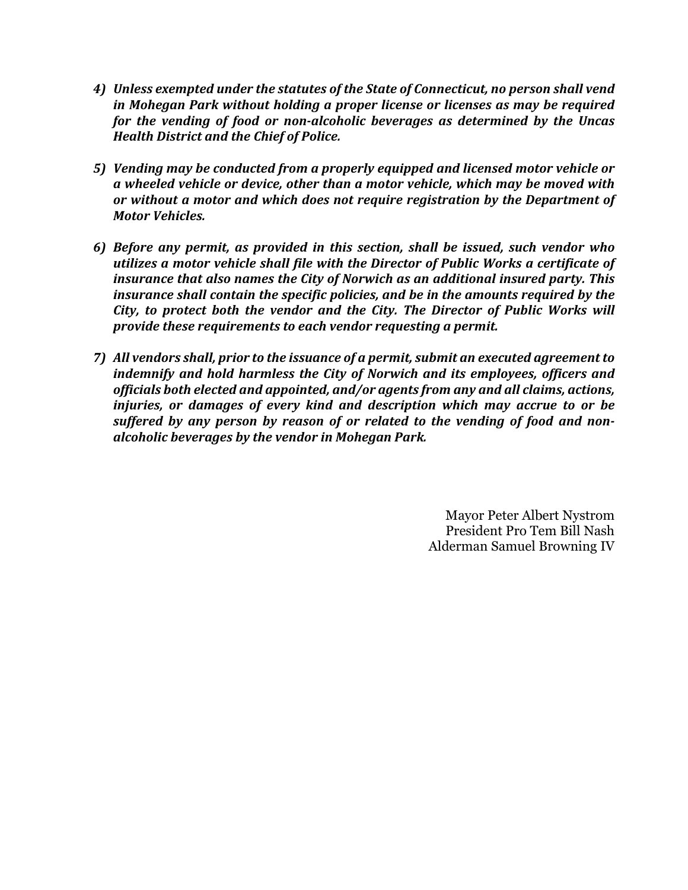4) ***Unless exempted under the statutes of the State of Connecticut, no person shall vend in Mohegan Park without holding a proper license or licenses as may be required for the vending of food or non-alcoholic beverages as determined by the Uncas Health District and the Chief of Police.***

5) ***Vending may be conducted from a properly equipped and licensed motor vehicle or a wheeled vehicle or device, other than a motor vehicle, which may be moved with or without a motor and which does not require registration by the Department of Motor Vehicles.***

6) ***Before any permit, as provided in this section, shall be issued, such vendor who utilizes a motor vehicle shall file with the Director of Public Works a certificate of insurance that also names the City of Norwich as an additional insured party. This insurance shall contain the specific policies, and be in the amounts required by the City, to protect both the vendor and the City. The Director of Public Works will provide these requirements to each vendor requesting a permit.***

7) ***All vendors shall, prior to the issuance of a permit, submit an executed agreement to indemnify and hold harmless the City of Norwich and its employees, officers and officials both elected and appointed, and/or agents from any and all claims, actions, injuries, or damages of every kind and description which may accrue to or be suffered by any person by reason of or related to the vending of food and non-alcoholic beverages by the vendor in Mohegan Park.***

Mayor Peter Albert Nystrom
President Pro Tem Bill Nash
Alderman Samuel Browning IV